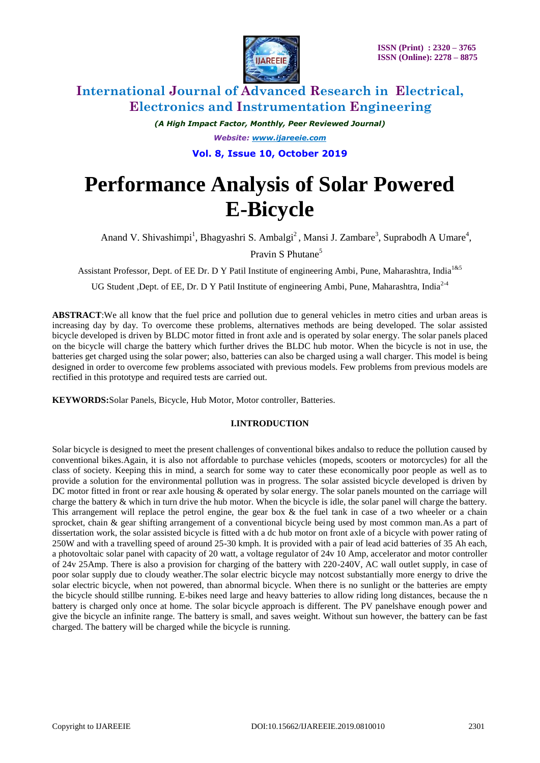# Performance Analysis of Solar Powered E-Bicycle

Anand V. Shivashimpi[1], Bhagyashri S. Ambalgi[2], Mansi J. Zambare[3], Suprabodh A Umare[4], Pravin S Phutane[5]

Assistant Professor, Dept. of EE Dr. D Y Patil Institute of engineering Ambi, Pune, Maharashtra, India[1&5]

UG Student ,Dept. of EE, Dr. D Y Patil Institute of engineering Ambi, Pune, Maharashtra, India[2-4]

**ABSTRACT**:We all know that the fuel price and pollution due to general vehicles in metro cities and urban areas is increasing day by day. To overcome these problems, alternatives methods are being developed. The solar assisted bicycle developed is driven by BLDC motor fitted in front axle and is operated by solar energy. The solar panels placed on the bicycle will charge the battery which further drives the BLDC hub motor. When the bicycle is not in use, the batteries get charged using the solar power; also, batteries can also be charged using a wall charger. This model is being designed in order to overcome few problems associated with previous models. Few problems from previous models are rectified in this prototype and required tests are carried out.

**KEYWORDS:**Solar Panels, Bicycle, Hub Motor, Motor controller, Batteries.

## I.INTRODUCTION

Solar bicycle is designed to meet the present challenges of conventional bikes andalso to reduce the pollution caused by conventional bikes.Again, it is also not affordable to purchase vehicles (mopeds, scooters or motorcycles) for all the class of society. Keeping this in mind, a search for some way to cater these economically poor people as well as to provide a solution for the environmental pollution was in progress. The solar assisted bicycle developed is driven by DC motor fitted in front or rear axle housing & operated by solar energy. The solar panels mounted on the carriage will charge the battery & which in turn drive the hub motor. When the bicycle is idle, the solar panel will charge the battery. This arrangement will replace the petrol engine, the gear box & the fuel tank in case of a two wheeler or a chain sprocket, chain & gear shifting arrangement of a conventional bicycle being used by most common man.As a part of dissertation work, the solar assisted bicycle is fitted with a dc hub motor on front axle of a bicycle with power rating of 250W and with a travelling speed of around 25-30 kmph. It is provided with a pair of lead acid batteries of 35 Ah each, a photovoltaic solar panel with capacity of 20 watt, a voltage regulator of 24v 10 Amp, accelerator and motor controller of 24v 25Amp. There is also a provision for charging of the battery with 220-240V, AC wall outlet supply, in case of poor solar supply due to cloudy weather.The solar electric bicycle may notcost substantially more energy to drive the solar electric bicycle, when not powered, than abnormal bicycle. When there is no sunlight or the batteries are empty the bicycle should stillbe running. E-bikes need large and heavy batteries to allow riding long distances, because the n battery is charged only once at home. The solar bicycle approach is different. The PV panelshave enough power and give the bicycle an infinite range. The battery is small, and saves weight. Without sun however, the battery can be fast charged. The battery will be charged while the bicycle is running.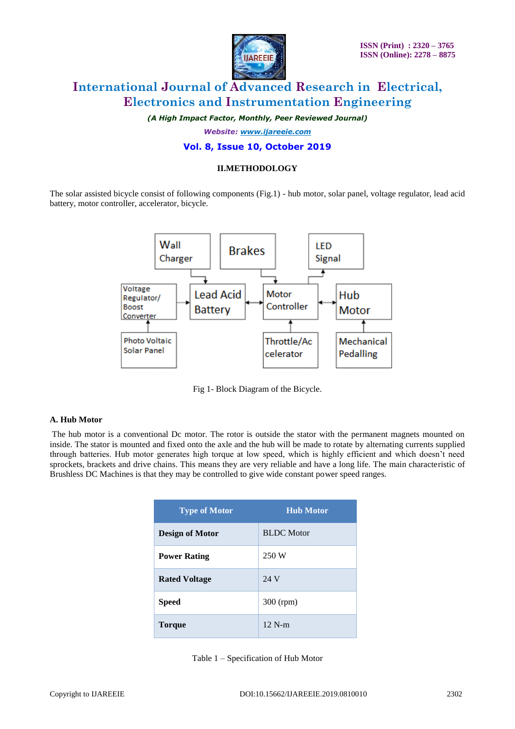## II.METHODOLOGY

The solar assisted bicycle consist of following components (Fig.1) - hub motor, solar panel, voltage regulator, lead acid battery, motor controller, accelerator, bicycle.

Fig 1- Block Diagram of the Bicycle.

### A. Hub Motor

The hub motor is a conventional Dc motor. The rotor is outside the stator with the permanent magnets mounted on inside. The stator is mounted and fixed onto the axle and the hub will be made to rotate by alternating currents supplied through batteries. Hub motor generates high torque at low speed, which is highly efficient and which doesn't need sprockets, brackets and drive chains. This means they are very reliable and have a long life. The main characteristic of Brushless DC Machines is that they may be controlled to give wide constant power speed ranges.

| Type of Motor | Hub Motor |
|---|---|
| **Design of Motor** | BLDC Motor |
| **Power Rating** | 250 W |
| **Rated Voltage** | 24 V |
| **Speed** | 300 (rpm) |
| **Torque** | 12 N-m |

Table 1 – Specification of Hub Motor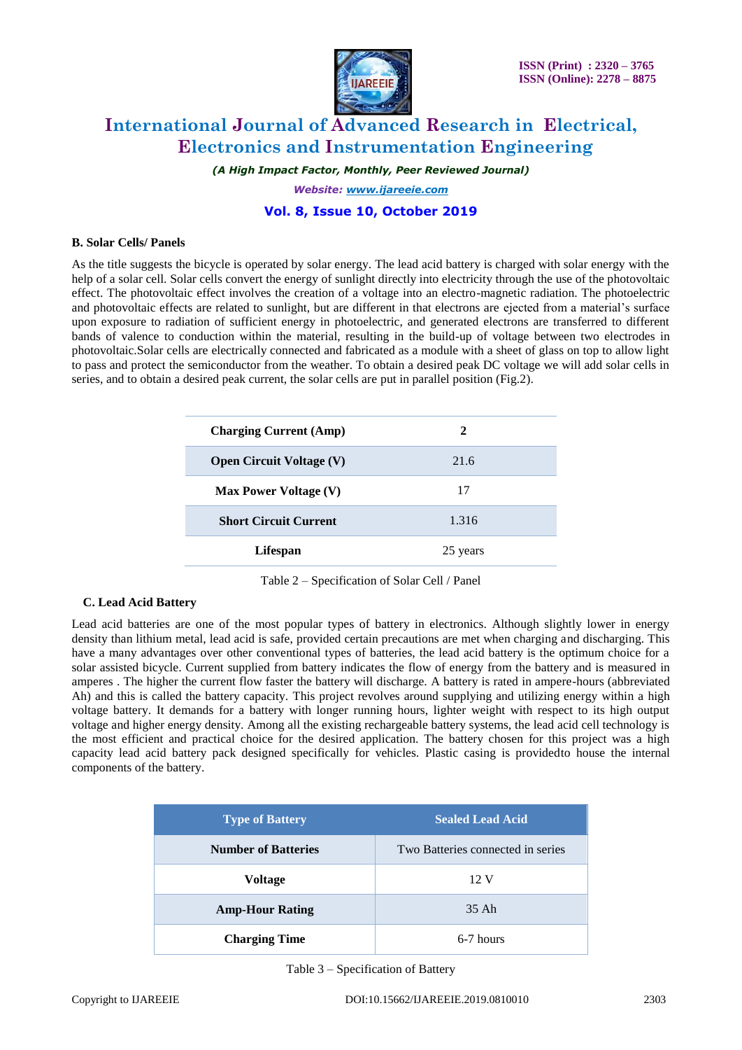### B. Solar Cells/ Panels

As the title suggests the bicycle is operated by solar energy. The lead acid battery is charged with solar energy with the help of a solar cell. Solar cells convert the energy of sunlight directly into electricity through the use of the photovoltaic effect. The photovoltaic effect involves the creation of a voltage into an electro-magnetic radiation. The photoelectric and photovoltaic effects are related to sunlight, but are different in that electrons are ejected from a material's surface upon exposure to radiation of sufficient energy in photoelectric, and generated electrons are transferred to different bands of valence to conduction within the material, resulting in the build-up of voltage between two electrodes in photovoltaic.Solar cells are electrically connected and fabricated as a module with a sheet of glass on top to allow light to pass and protect the semiconductor from the weather. To obtain a desired peak DC voltage we will add solar cells in series, and to obtain a desired peak current, the solar cells are put in parallel position (Fig.2).

| **Charging Current (Amp)** | **2** |
|---|---|
| **Open Circuit Voltage (V)** | 21.6 |
| **Max Power Voltage (V)** | 17 |
| **Short Circuit Current** | 1.316 |
| **Lifespan** | 25 years |

Table 2 – Specification of Solar Cell / Panel

### C. Lead Acid Battery

Lead acid batteries are one of the most popular types of battery in electronics. Although slightly lower in energy density than lithium metal, lead acid is safe, provided certain precautions are met when charging and discharging. This have a many advantages over other conventional types of batteries, the lead acid battery is the optimum choice for a solar assisted bicycle. Current supplied from battery indicates the flow of energy from the battery and is measured in amperes . The higher the current flow faster the battery will discharge. A battery is rated in ampere-hours (abbreviated Ah) and this is called the battery capacity. This project revolves around supplying and utilizing energy within a high voltage battery. It demands for a battery with longer running hours, lighter weight with respect to its high output voltage and higher energy density. Among all the existing rechargeable battery systems, the lead acid cell technology is the most efficient and practical choice for the desired application. The battery chosen for this project was a high capacity lead acid battery pack designed specifically for vehicles. Plastic casing is providedto house the internal components of the battery.

| Type of Battery | Sealed Lead Acid |
|---|---|
| **Number of Batteries** | Two Batteries connected in series |
| **Voltage** | 12 V |
| **Amp-Hour Rating** | 35 Ah |
| **Charging Time** | 6-7 hours |

Table 3 – Specification of Battery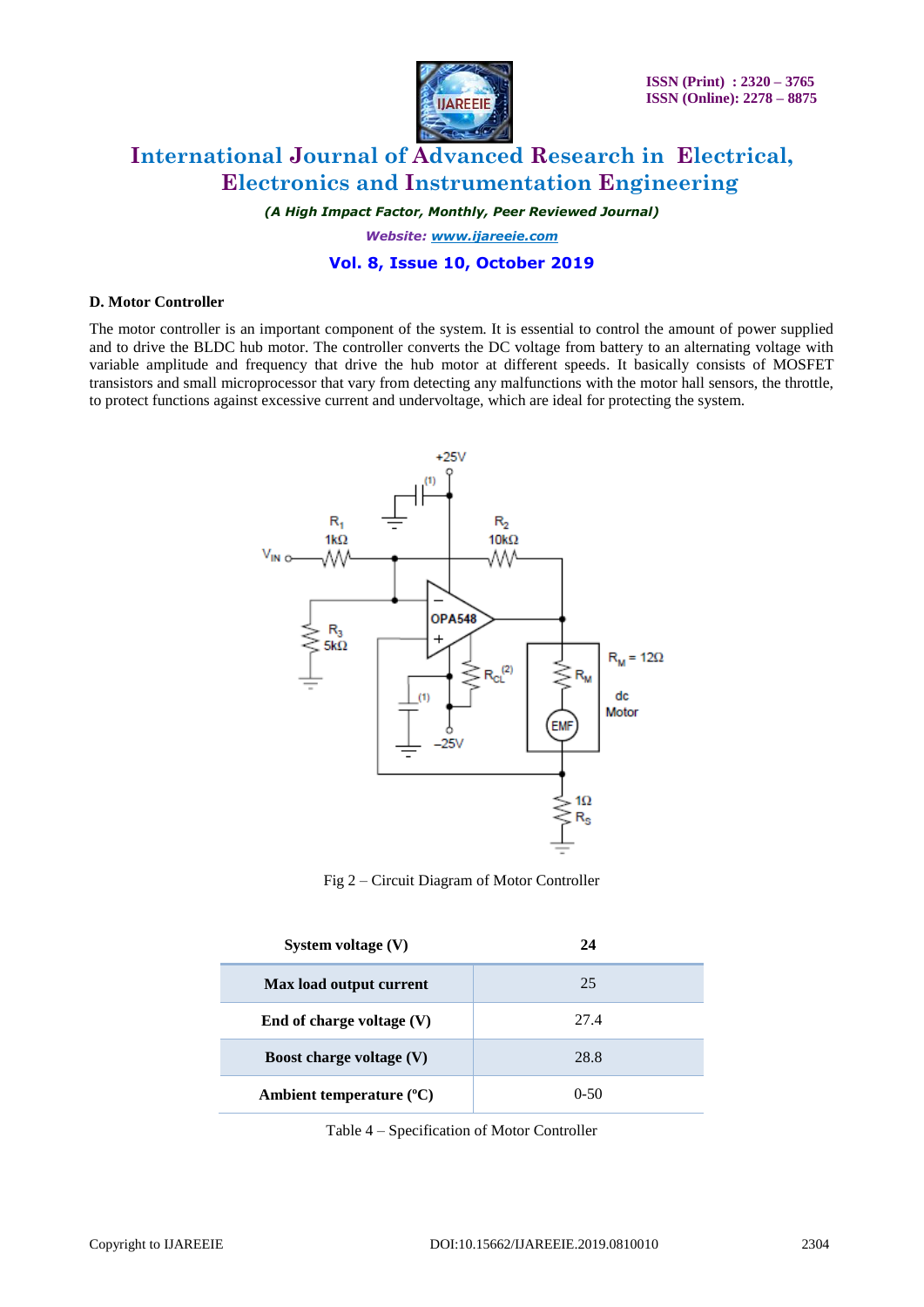### D. Motor Controller

The motor controller is an important component of the system. It is essential to control the amount of power supplied and to drive the BLDC hub motor. The controller converts the DC voltage from battery to an alternating voltage with variable amplitude and frequency that drive the hub motor at different speeds. It basically consists of MOSFET transistors and small microprocessor that vary from detecting any malfunctions with the motor hall sensors, the throttle, to protect functions against excessive current and undervoltage, which are ideal for protecting the system.

Fig 2 – Circuit Diagram of Motor Controller

| System voltage (V) | 24 |
|---|---|
| Max load output current | 25 |
| End of charge voltage (V) | 27.4 |
| Boost charge voltage (V) | 28.8 |
| Ambient temperature (ºC) | 0-50 |

Table 4 – Specification of Motor Controller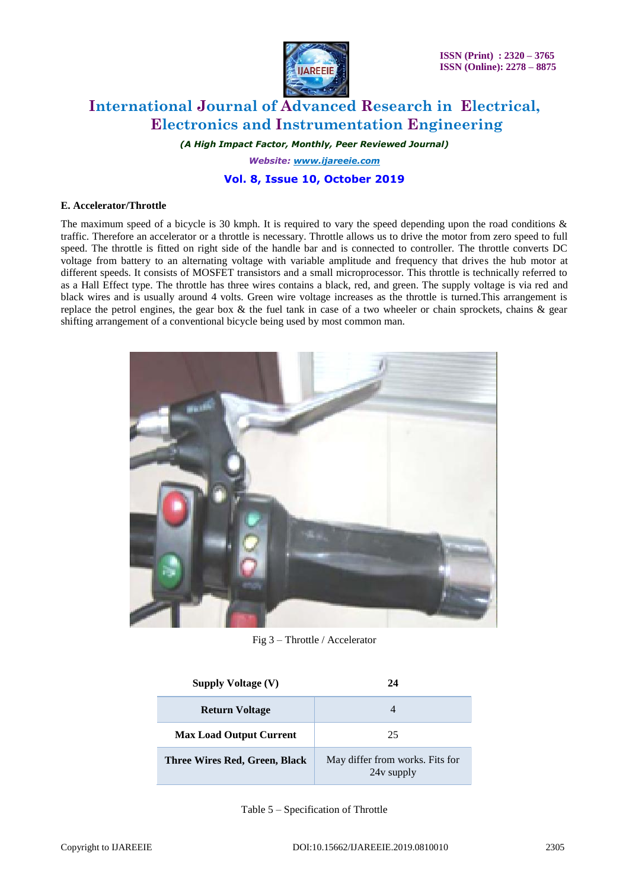### E. Accelerator/Throttle

The maximum speed of a bicycle is 30 kmph. It is required to vary the speed depending upon the road conditions & traffic. Therefore an accelerator or a throttle is necessary. Throttle allows us to drive the motor from zero speed to full speed. The throttle is fitted on right side of the handle bar and is connected to controller. The throttle converts DC voltage from battery to an alternating voltage with variable amplitude and frequency that drives the hub motor at different speeds. It consists of MOSFET transistors and a small microprocessor. This throttle is technically referred to as a Hall Effect type. The throttle has three wires contains a black, red, and green. The supply voltage is via red and black wires and is usually around 4 volts. Green wire voltage increases as the throttle is turned.This arrangement is replace the petrol engines, the gear box & the fuel tank in case of a two wheeler or chain sprockets, chains & gear shifting arrangement of a conventional bicycle being used by most common man.

Fig 3 – Throttle / Accelerator

| Supply Voltage (V) | 24 |
|---|---|
| Return Voltage | 4 |
| Max Load Output Current | 25 |
| Three Wires Red, Green, Black | May differ from works. Fits for 24v supply |

Table 5 – Specification of Throttle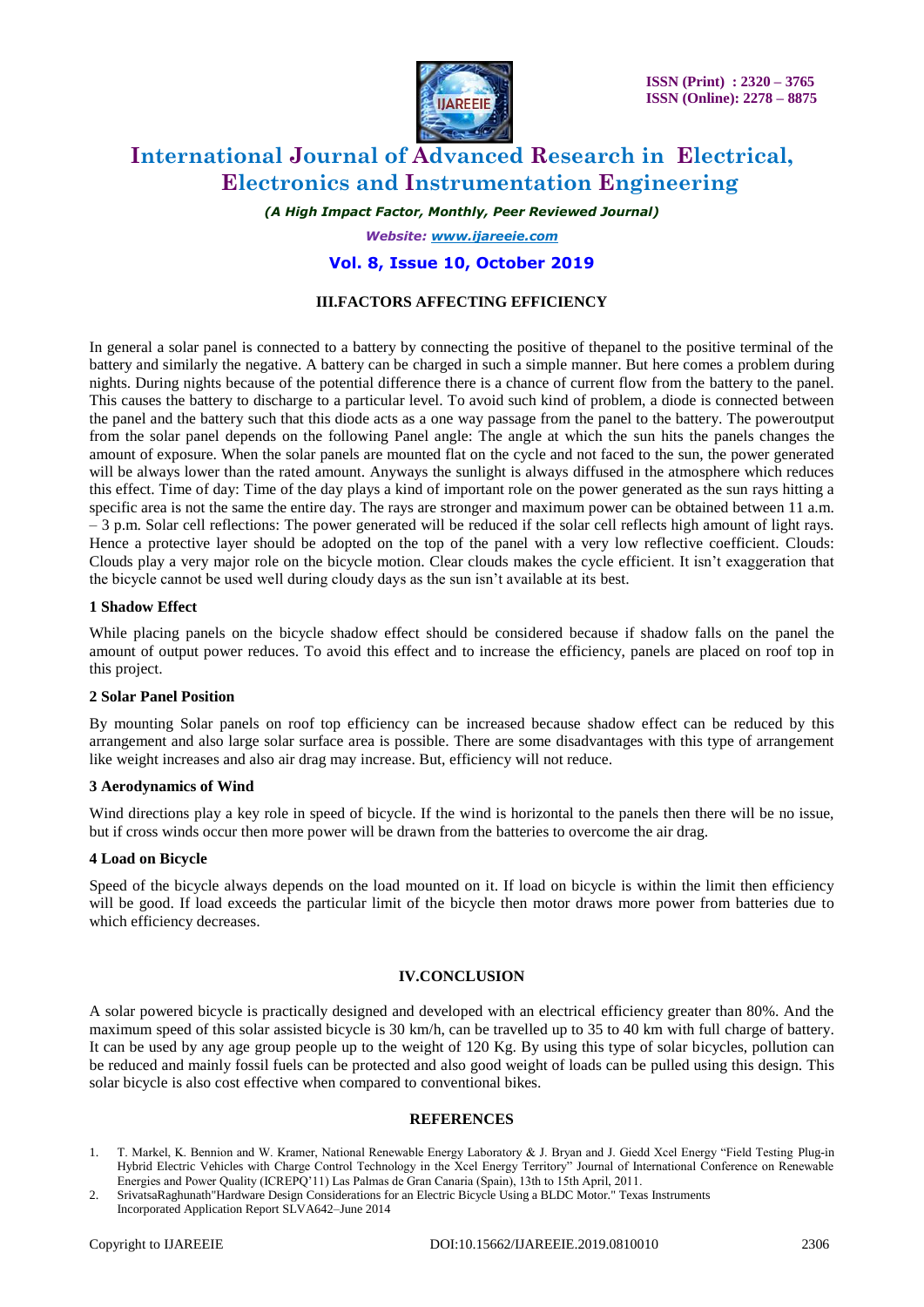## III.FACTORS AFFECTING EFFICIENCY

In general a solar panel is connected to a battery by connecting the positive of thepanel to the positive terminal of the battery and similarly the negative. A battery can be charged in such a simple manner. But here comes a problem during nights. During nights because of the potential difference there is a chance of current flow from the battery to the panel. This causes the battery to discharge to a particular level. To avoid such kind of problem, a diode is connected between the panel and the battery such that this diode acts as a one way passage from the panel to the battery. The poweroutput from the solar panel depends on the following Panel angle: The angle at which the sun hits the panels changes the amount of exposure. When the solar panels are mounted flat on the cycle and not faced to the sun, the power generated will be always lower than the rated amount. Anyways the sunlight is always diffused in the atmosphere which reduces this effect. Time of day: Time of the day plays a kind of important role on the power generated as the sun rays hitting a specific area is not the same the entire day. The rays are stronger and maximum power can be obtained between 11 a.m. – 3 p.m. Solar cell reflections: The power generated will be reduced if the solar cell reflects high amount of light rays. Hence a protective layer should be adopted on the top of the panel with a very low reflective coefficient. Clouds: Clouds play a very major role on the bicycle motion. Clear clouds makes the cycle efficient. It isn't exaggeration that the bicycle cannot be used well during cloudy days as the sun isn't available at its best.

### 1 Shadow Effect

While placing panels on the bicycle shadow effect should be considered because if shadow falls on the panel the amount of output power reduces. To avoid this effect and to increase the efficiency, panels are placed on roof top in this project.

### 2 Solar Panel Position

By mounting Solar panels on roof top efficiency can be increased because shadow effect can be reduced by this arrangement and also large solar surface area is possible. There are some disadvantages with this type of arrangement like weight increases and also air drag may increase. But, efficiency will not reduce.

### 3 Aerodynamics of Wind

Wind directions play a key role in speed of bicycle. If the wind is horizontal to the panels then there will be no issue, but if cross winds occur then more power will be drawn from the batteries to overcome the air drag.

### 4 Load on Bicycle

Speed of the bicycle always depends on the load mounted on it. If load on bicycle is within the limit then efficiency will be good. If load exceeds the particular limit of the bicycle then motor draws more power from batteries due to which efficiency decreases.

## IV.CONCLUSION

A solar powered bicycle is practically designed and developed with an electrical efficiency greater than 80%. And the maximum speed of this solar assisted bicycle is 30 km/h, can be travelled up to 35 to 40 km with full charge of battery. It can be used by any age group people up to the weight of 120 Kg. By using this type of solar bicycles, pollution can be reduced and mainly fossil fuels can be protected and also good weight of loads can be pulled using this design. This solar bicycle is also cost effective when compared to conventional bikes.

## REFERENCES

1. T. Markel, K. Bennion and W. Kramer, National Renewable Energy Laboratory & J. Bryan and J. Giedd Xcel Energy "Field Testing Plug-in Hybrid Electric Vehicles with Charge Control Technology in the Xcel Energy Territory" Journal of International Conference on Renewable Energies and Power Quality (ICREPQ'11) Las Palmas de Gran Canaria (Spain), 13th to 15th April, 2011.
2. SrivatsaRaghunath"Hardware Design Considerations for an Electric Bicycle Using a BLDC Motor." Texas Instruments Incorporated Application Report SLVA642–June 2014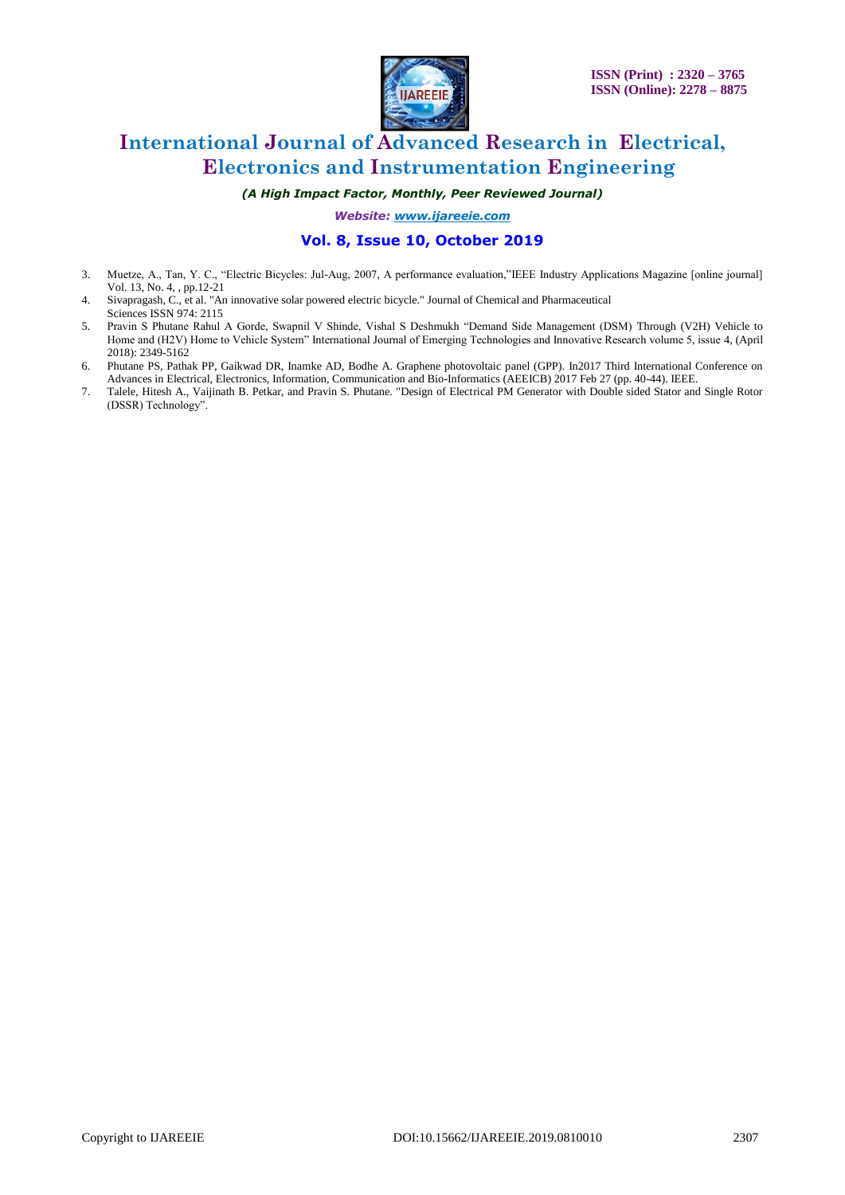3. Muetze, A., Tan, Y. C., “Electric Bicycles: Jul-Aug, 2007, A performance evaluation,”IEEE Industry Applications Magazine [online journal] Vol. 13, No. 4, , pp.12-21
4. Sivapragash, C., et al. "An innovative solar powered electric bicycle." Journal of Chemical and Pharmaceutical Sciences ISSN 974: 2115
5. Pravin S Phutane Rahul A Gorde, Swapnil V Shinde, Vishal S Deshmukh “Demand Side Management (DSM) Through (V2H) Vehicle to Home and (H2V) Home to Vehicle System” International Journal of Emerging Technologies and Innovative Research volume 5, issue 4, (April 2018): 2349-5162
6. Phutane PS, Pathak PP, Gaikwad DR, Inamke AD, Bodhe A. Graphene photovoltaic panel (GPP). In2017 Third International Conference on Advances in Electrical, Electronics, Information, Communication and Bio-Informatics (AEEICB) 2017 Feb 27 (pp. 40-44). IEEE.
7. Talele, Hitesh A., Vaijinath B. Petkar, and Pravin S. Phutane. "Design of Electrical PM Generator with Double sided Stator and Single Rotor (DSSR) Technology”.